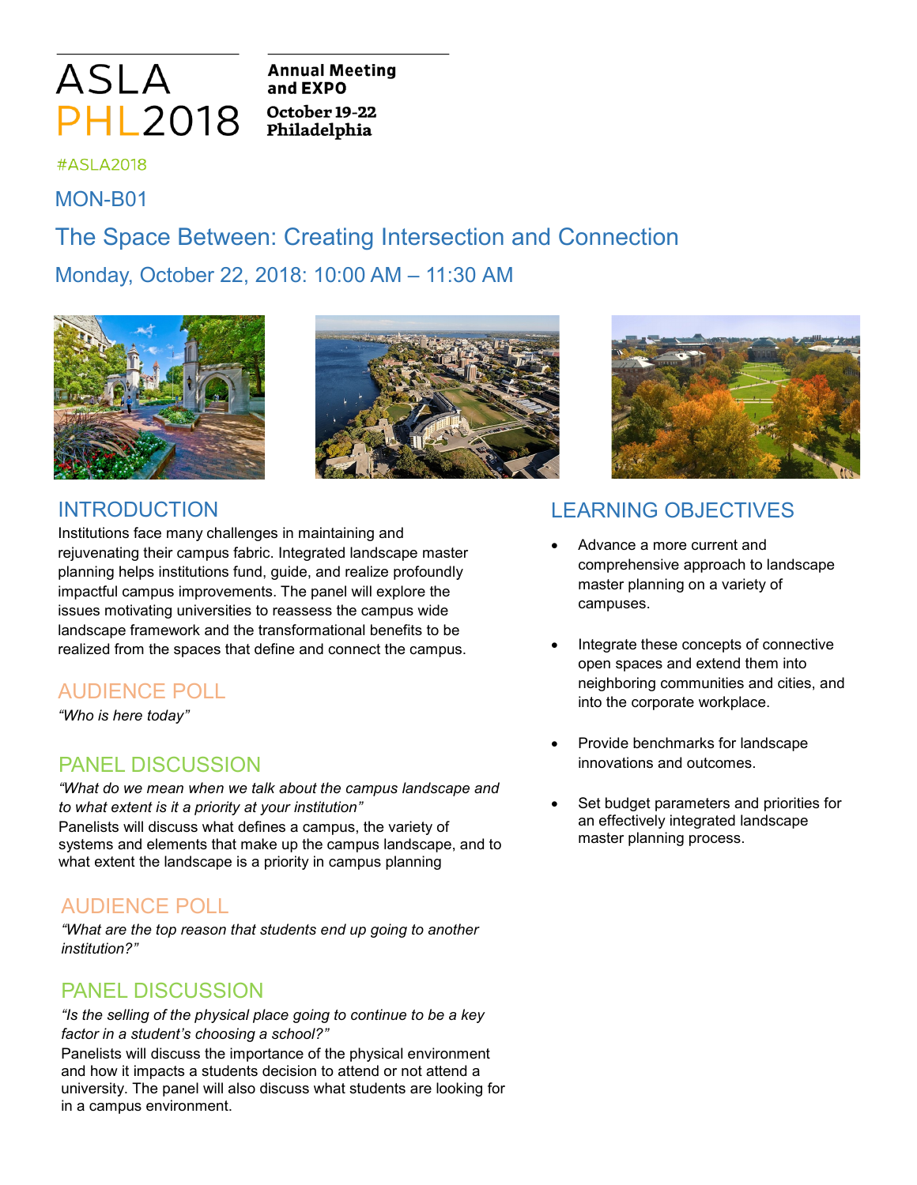ASLA PHL2018

**Annual Meeting and EXPO**
**October 19-22**
**Philadelphia**

#ASLA2018

## MON-B01

# The Space Between: Creating Intersection and Connection

## Monday, October 22, 2018: 10:00 AM – 11:30 AM

## INTRODUCTION

Institutions face many challenges in maintaining and rejuvenating their campus fabric. Integrated landscape master planning helps institutions fund, guide, and realize profoundly impactful campus improvements. The panel will explore the issues motivating universities to reassess the campus wide landscape framework and the transformational benefits to be realized from the spaces that define and connect the campus.

## AUDIENCE POLL

*"Who is here today"*

## PANEL DISCUSSION

*"What do we mean when we talk about the campus landscape and to what extent is it a priority at your institution"*

Panelists will discuss what defines a campus, the variety of systems and elements that make up the campus landscape, and to what extent the landscape is a priority in campus planning

## AUDIENCE POLL

*"What are the top reason that students end up going to another institution?"*

## PANEL DISCUSSION

*"Is the selling of the physical place going to continue to be a key factor in a student's choosing a school?"*

Panelists will discuss the importance of the physical environment and how it impacts a students decision to attend or not attend a university. The panel will also discuss what students are looking for in a campus environment.

## LEARNING OBJECTIVES

- Advance a more current and comprehensive approach to landscape master planning on a variety of campuses.
- Integrate these concepts of connective open spaces and extend them into neighboring communities and cities, and into the corporate workplace.
- Provide benchmarks for landscape innovations and outcomes.
- Set budget parameters and priorities for an effectively integrated landscape master planning process.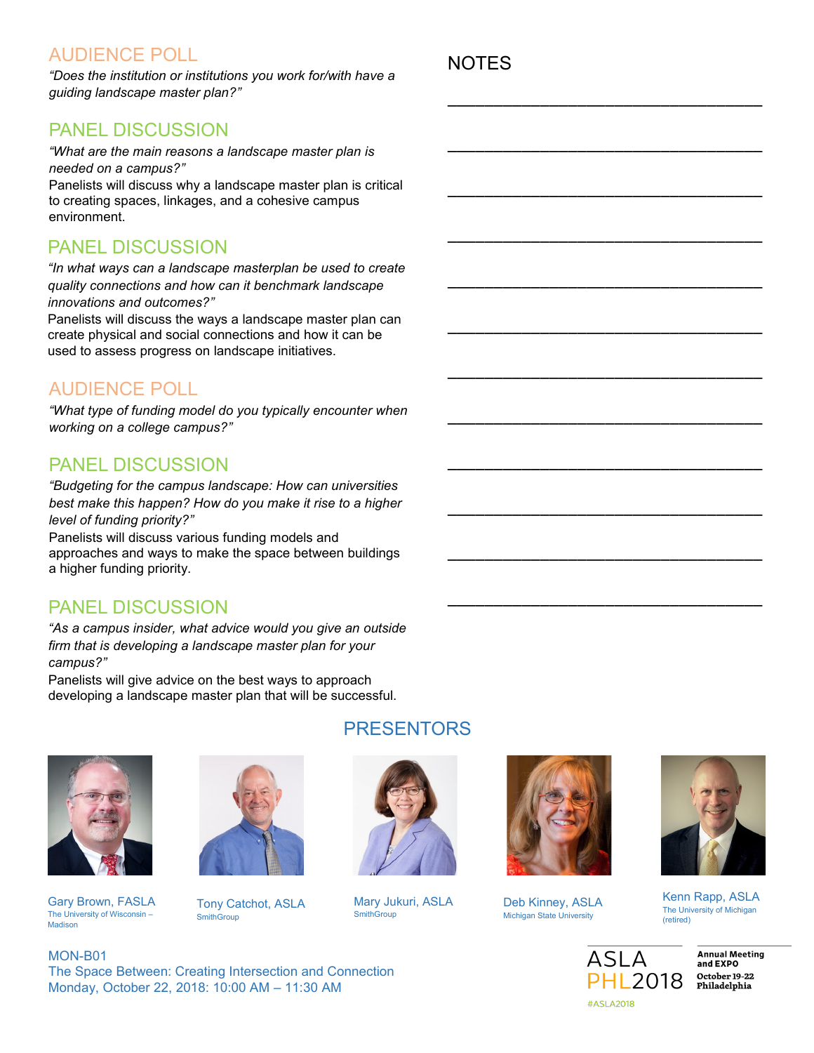## AUDIENCE POLL

*"Does the institution or institutions you work for/with have a guiding landscape master plan?"*

## PANEL DISCUSSION

*"What are the main reasons a landscape master plan is needed on a campus?"*

Panelists will discuss why a landscape master plan is critical to creating spaces, linkages, and a cohesive campus environment.

## PANEL DISCUSSION

*"In what ways can a landscape masterplan be used to create quality connections and how can it benchmark landscape innovations and outcomes?"*

Panelists will discuss the ways a landscape master plan can create physical and social connections and how it can be used to assess progress on landscape initiatives.

## AUDIENCE POLL

*"What type of funding model do you typically encounter when working on a college campus?"*

## PANEL DISCUSSION

*"Budgeting for the campus landscape: How can universities best make this happen? How do you make it rise to a higher level of funding priority?"*

Panelists will discuss various funding models and approaches and ways to make the space between buildings a higher funding priority.

## PANEL DISCUSSION

*"As a campus insider, what advice would you give an outside firm that is developing a landscape master plan for your campus?"*

Panelists will give advice on the best ways to approach developing a landscape master plan that will be successful.

## NOTES

______________________________________

______________________________________

______________________________________

______________________________________

______________________________________

______________________________________

______________________________________

______________________________________

______________________________________

______________________________________

______________________________________

______________________________________

## PRESENTORS

Gary Brown, FASLA
The University of Wisconsin – Madison

Tony Catchot, ASLA
SmithGroup

Mary Jukuri, ASLA
SmithGroup

Deb Kinney, ASLA
Michigan State University

Kenn Rapp, ASLA
The University of Michigan (retired)

MON-B01
The Space Between: Creating Intersection and Connection
Monday, October 22, 2018: 10:00 AM – 11:30 AM

ASLA PHL2018
Annual Meeting and EXPO
October 19-22
Philadelphia
#ASLA2018